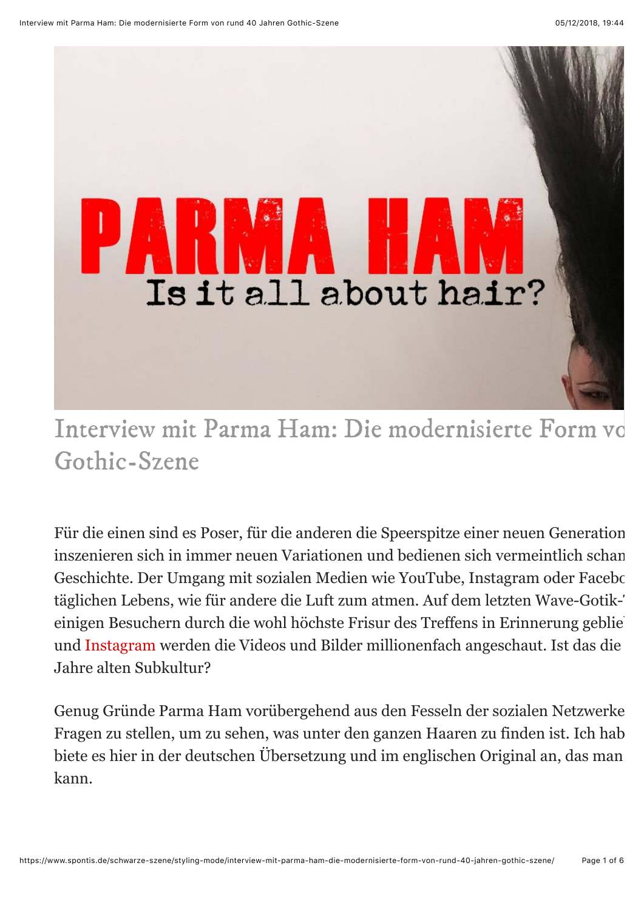# Interview mit Parma Ham: Die modernisierte Form vo Gothic-Szene

Für die einen sind es Poser, für die anderen die Speerspitze einer neuen Generation inszenieren sich in immer neuen Variationen und bedienen sich vermeintlich schan Geschichte. Der Umgang mit sozialen Medien wie YouTube, Instagram oder Facebo täglichen Lebens, wie für andere die Luft zum atmen. Auf dem letzten Wave-Gotik-' einigen Besuchern durch die wohl höchste Frisur des Treffens in Erinnerung geblie und Instagram werden die Videos und Bilder millionenfach angeschaut. Ist das die Jahre alten Subkultur?

Genug Gründe Parma Ham vorübergehend aus den Fesseln der sozialen Netzwerke Fragen zu stellen, um zu sehen, was unter den ganzen Haaren zu finden ist. Ich hab biete es hier in der deutschen Übersetzung und im englischen Original an, das man kann.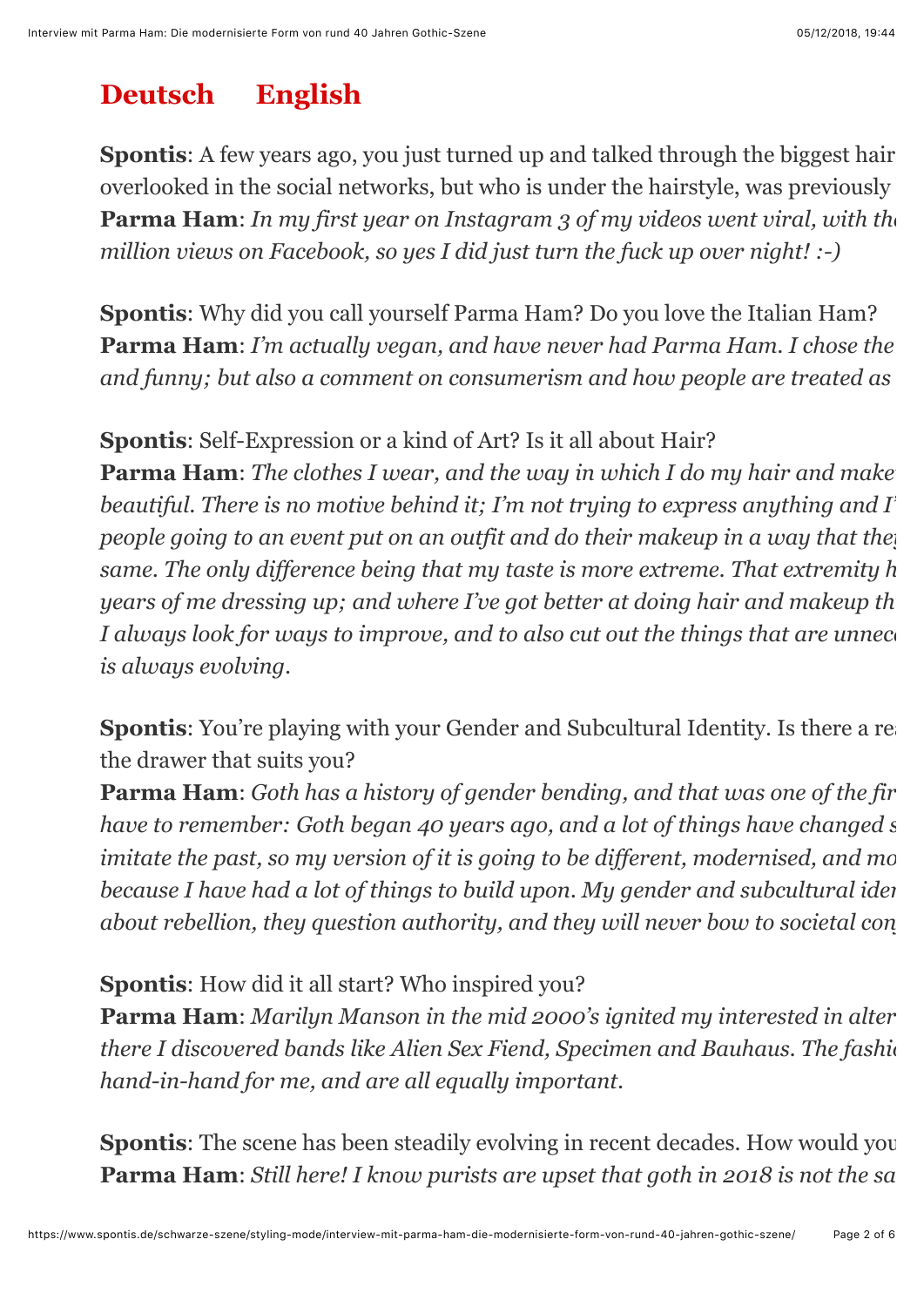**Deutsch** **English**

**Spontis**: A few years ago, you just turned up and talked through the biggest hair
overlooked in the social networks, but who is under the hairstyle, was previously
**Parma Ham**: *In my first year on Instagram 3 of my videos went viral, with th*
*million views on Facebook, so yes I did just turn the fuck up over night! :-)*

**Spontis**: Why did you call yourself Parma Ham? Do you love the Italian Ham?
**Parma Ham**: *I'm actually vegan, and have never had Parma Ham. I chose the*
*and funny; but also a comment on consumerism and how people are treated as*

**Spontis**: Self-Expression or a kind of Art? Is it all about Hair?
**Parma Ham**: *The clothes I wear, and the way in which I do my hair and make*
*beautiful. There is no motive behind it; I'm not trying to express anything and I'*
*people going to an event put on an outfit and do their makeup in a way that the*
*same. The only difference being that my taste is more extreme. That extremity h*
*years of me dressing up; and where I've got better at doing hair and makeup th*
*I always look for ways to improve, and to also cut out the things that are unnec*
*is always evolving.*

**Spontis**: You're playing with your Gender and Subcultural Identity. Is there a re
the drawer that suits you?
**Parma Ham**: *Goth has a history of gender bending, and that was one of the fir*
*have to remember: Goth began 40 years ago, and a lot of things have changed s*
*imitate the past, so my version of it is going to be different, modernised, and mo*
*because I have had a lot of things to build upon. My gender and subcultural ider*
*about rebellion, they question authority, and they will never bow to societal con*

**Spontis**: How did it all start? Who inspired you?
**Parma Ham**: *Marilyn Manson in the mid 2000's ignited my interested in alter*
*there I discovered bands like Alien Sex Fiend, Specimen and Bauhaus. The fashi*
*hand-in-hand for me, and are all equally important.*

**Spontis**: The scene has been steadily evolving in recent decades. How would you
**Parma Ham**: *Still here! I know purists are upset that goth in 2018 is not the sa*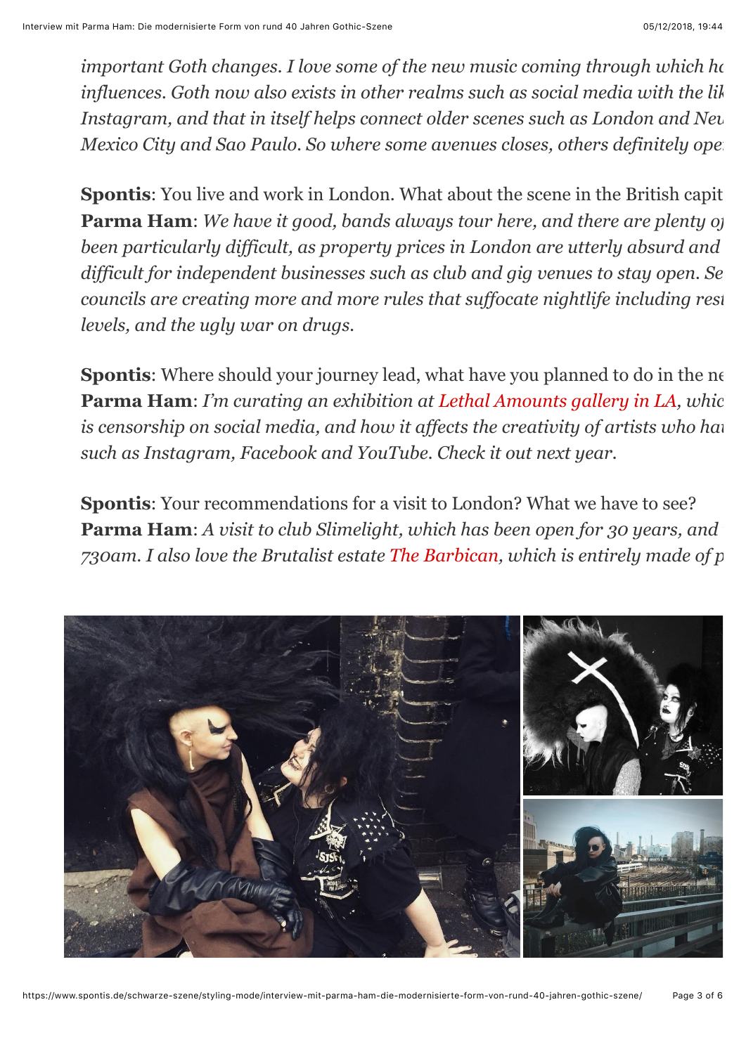*important Goth changes. I love some of the new music coming through which h influences. Goth now also exists in other realms such as social media with the lik Instagram, and that in itself helps connect older scenes such as London and New Mexico City and Sao Paulo. So where some avenues closes, others definitely ope*

**Spontis**: You live and work in London. What about the scene in the British capit
**Parma Ham**: *We have it good, bands always tour here, and there are plenty o been particularly difficult, as property prices in London are utterly absurd and difficult for independent businesses such as club and gig venues to stay open. Se councils are creating more and more rules that suffocate nightlife including rest levels, and the ugly war on drugs.*

**Spontis**: Where should your journey lead, what have you planned to do in the ne
**Parma Ham**: *I'm curating an exhibition at Lethal Amounts gallery in LA, whic is censorship on social media, and how it affects the creativity of artists who ha such as Instagram, Facebook and YouTube. Check it out next year.*

**Spontis**: Your recommendations for a visit to London? What we have to see?
**Parma Ham**: *A visit to club Slimelight, which has been open for 30 years, and 730am. I also love the Brutalist estate The Barbican, which is entirely made of p*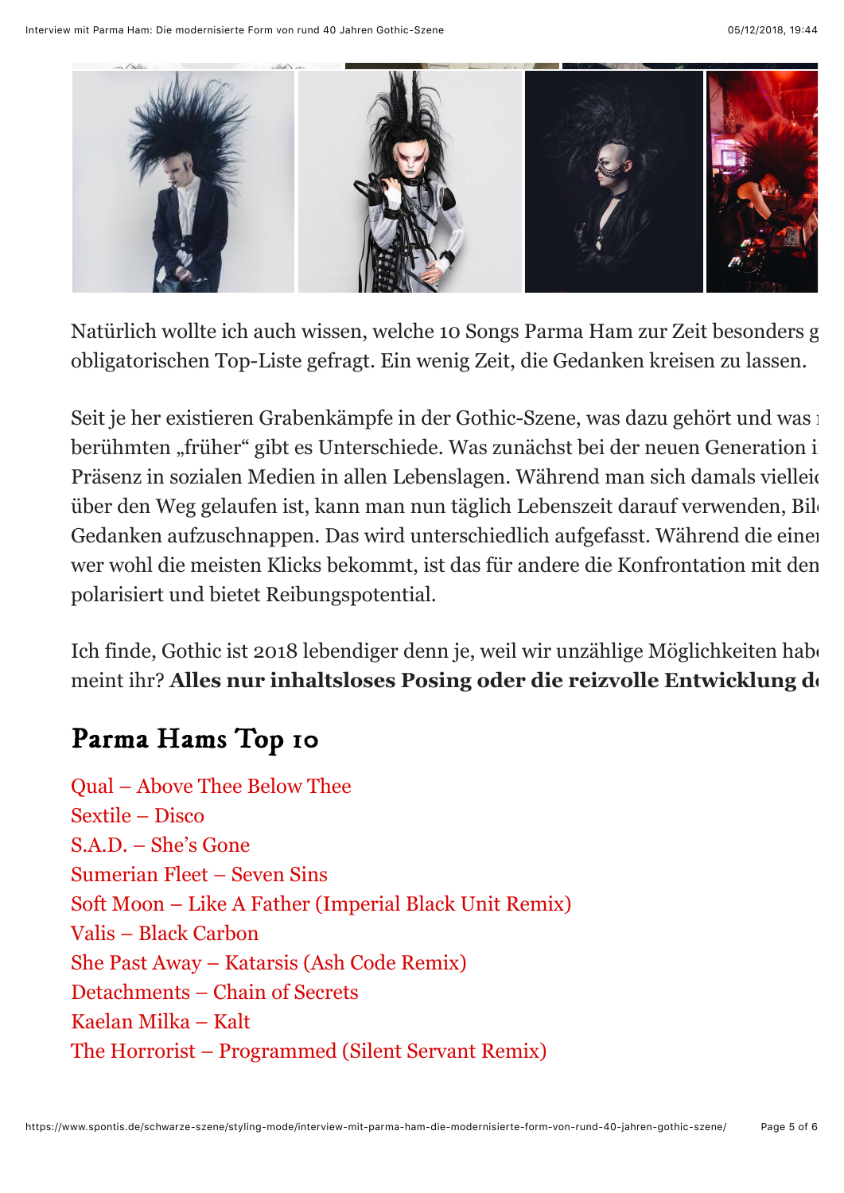Natürlich wollte ich auch wissen, welche 10 Songs Parma Ham zur Zeit besonders g obligatorischen Top-Liste gefragt. Ein wenig Zeit, die Gedanken kreisen zu lassen.

Seit je her existieren Grabenkämpfe in der Gothic-Szene, was dazu gehört und was berühmten „früher" gibt es Unterschiede. Was zunächst bei der neuen Generation i Präsenz in sozialen Medien in allen Lebenslagen. Während man sich damals vielleic über den Weg gelaufen ist, kann man nun täglich Lebenszeit darauf verwenden, Bil Gedanken aufzuschnappen. Das wird unterschiedlich aufgefasst. Während die einen wer wohl die meisten Klicks bekommt, ist das für andere die Konfrontation mit den polarisiert und bietet Reibungspotential.

Ich finde, Gothic ist 2018 lebendiger denn je, weil wir unzählige Möglichkeiten hab meint ihr? **Alles nur inhaltsloses Posing oder die reizvolle Entwicklung d**

## Parma Hams Top 10

Qual – Above Thee Below Thee
Sextile – Disco
S.A.D. – She's Gone
Sumerian Fleet – Seven Sins
Soft Moon – Like A Father (Imperial Black Unit Remix)
Valis – Black Carbon
She Past Away – Katarsis (Ash Code Remix)
Detachments – Chain of Secrets
Kaelan Milka – Kalt
The Horrorist – Programmed (Silent Servant Remix)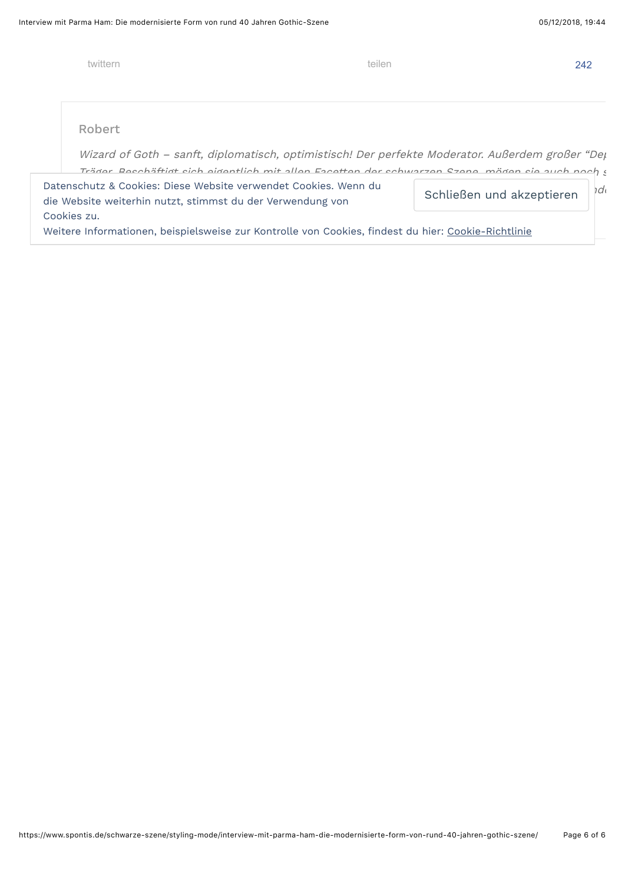twittern

teilen

242

Robert

*Wizard of Goth – sanft, diplomatisch, optimistisch! Der perfekte Moderator. Außerdem großer "Dep*
*Träger. Beschäftigt sich eigentlich mit allen Facetten der schwarzen Szene, mögen sie auch noch s*

Datenschutz & Cookies: Diese Website verwendet Cookies. Wenn du die Website weiterhin nutzt, stimmst du der Verwendung von Cookies zu.
Weitere Informationen, beispielsweise zur Kontrolle von Cookies, findest du hier: Cookie-Richtlinie

Schließen und akzeptieren